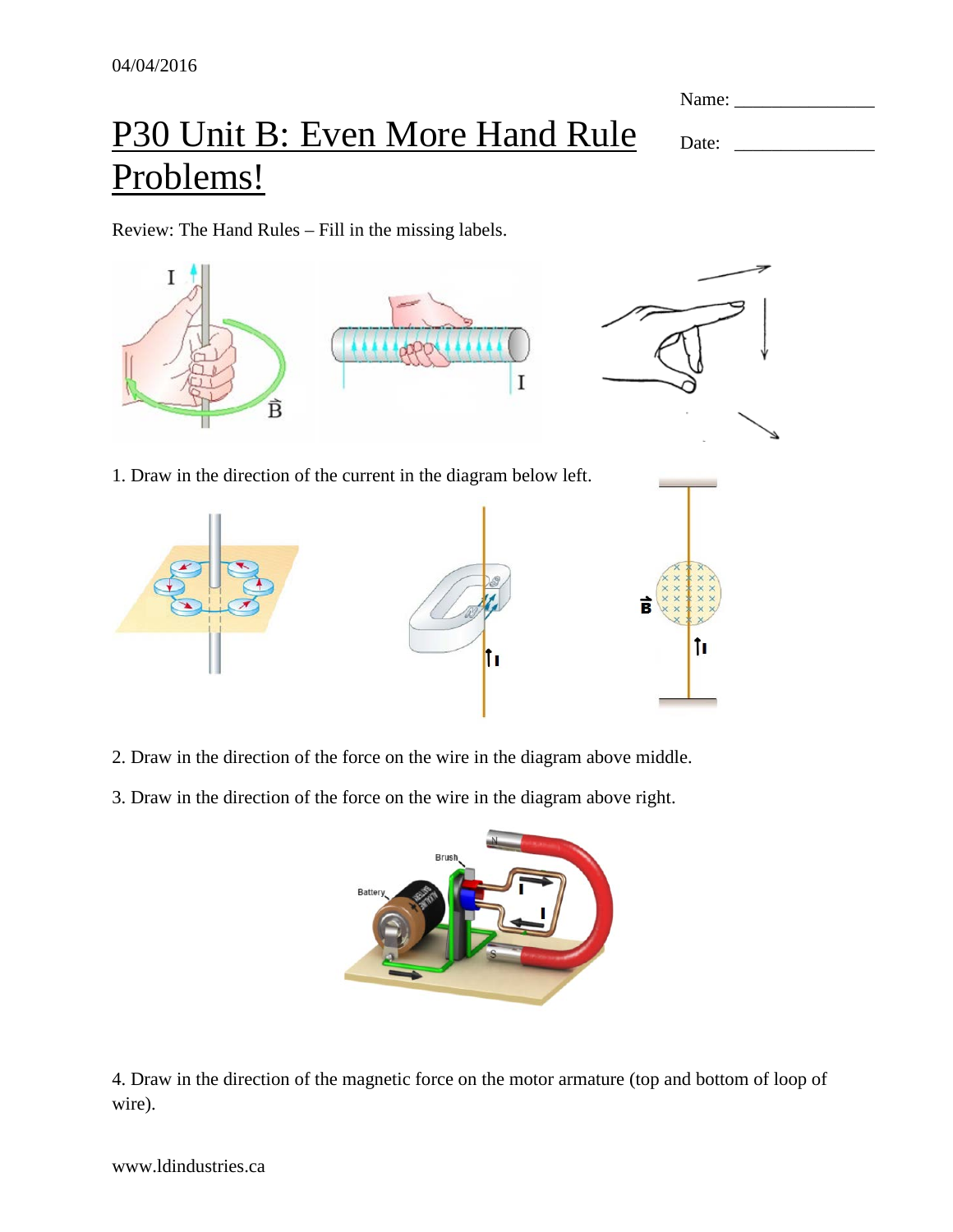04/04/2016

Name: _______________

Date: _______________

# P30 Unit B: Even More Hand Rule Problems!

Review: The Hand Rules – Fill in the missing labels.

1. Draw in the direction of the current in the diagram below left.

2. Draw in the direction of the force on the wire in the diagram above middle.

3. Draw in the direction of the force on the wire in the diagram above right.

4. Draw in the direction of the magnetic force on the motor armature (top and bottom of loop of wire).

www.ldindustries.ca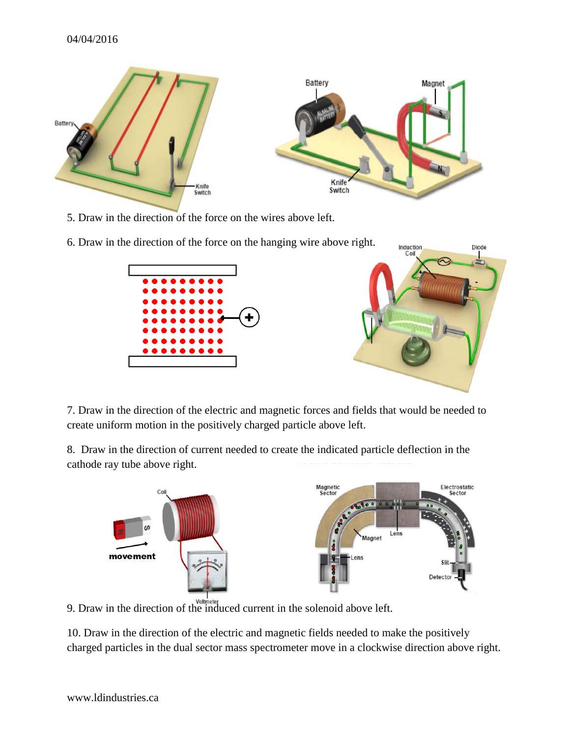04/04/2016

Battery

Knife Switch

Battery

Magnet

Knife Switch

5. Draw in the direction of the force on the wires above left.

6. Draw in the direction of the force on the hanging wire above right.

Induction Coil

Diode

7. Draw in the direction of the electric and magnetic forces and fields that would be needed to create uniform motion in the positively charged particle above left.

8. Draw in the direction of current needed to create the indicated particle deflection in the cathode ray tube above right.

Coil

movement

Voltmeter

Magnetic Sector

Electrostatic Sector

Magnet

Lens

Lens

Slit

Detector

9. Draw in the direction of the induced current in the solenoid above left.

10. Draw in the direction of the electric and magnetic fields needed to make the positively charged particles in the dual sector mass spectrometer move in a clockwise direction above right.

www.ldindustries.ca